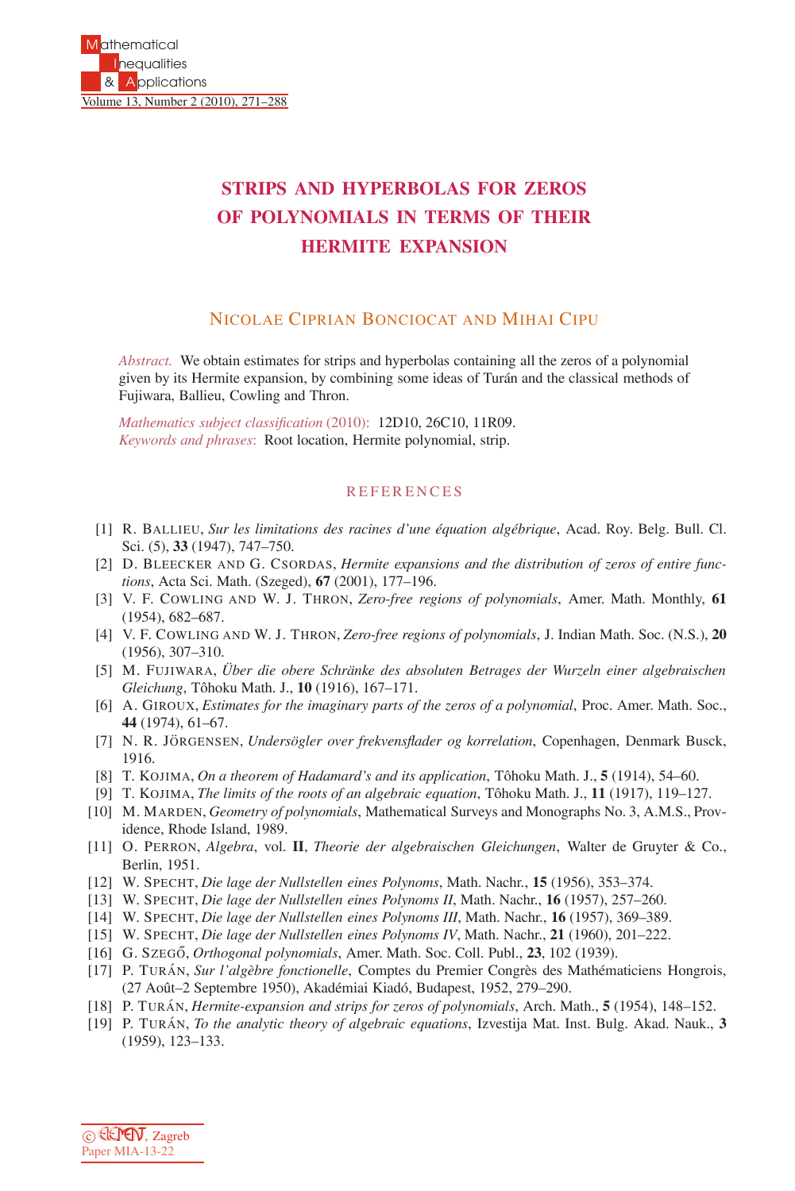# STRIPS AND HYPERBOLAS FOR ZEROS OF POLYNOMIALS IN TERMS OF THEIR HERMITE EXPANSION

NICOLAE CIPRIAN BONCIOCAT AND MIHAI CIPU

*Abstract.* We obtain estimates for strips and hyperbolas containing all the zeros of a polynomial given by its Hermite expansion, by combining some ideas of Turán and the classical methods of Fujiwara, Ballieu, Cowling and Thron.

*Mathematics subject classification* (2010): 12D10, 26C10, 11R09.
*Keywords and phrases*: Root location, Hermite polynomial, strip.

## REFERENCES

[1] R. BALLIEU, *Sur les limitations des racines d'une équation algébrique*, Acad. Roy. Belg. Bull. Cl. Sci. (5), **33** (1947), 747–750.

[2] D. BLEECKER AND G. CSORDAS, *Hermite expansions and the distribution of zeros of entire functions*, Acta Sci. Math. (Szeged), **67** (2001), 177–196.

[3] V. F. COWLING AND W. J. THRON, *Zero-free regions of polynomials*, Amer. Math. Monthly, **61** (1954), 682–687.

[4] V. F. COWLING AND W. J. THRON, *Zero-free regions of polynomials*, J. Indian Math. Soc. (N.S.), **20** (1956), 307–310.

[5] M. FUJIWARA, *Über die obere Schränke des absoluten Betrages der Wurzeln einer algebraischen Gleichung*, Tôhoku Math. J., **10** (1916), 167–171.

[6] A. GIROUX, *Estimates for the imaginary parts of the zeros of a polynomial*, Proc. Amer. Math. Soc., **44** (1974), 61–67.

[7] N. R. JÖRGENSEN, *Undersögler over frekvensflader og korrelation*, Copenhagen, Denmark Busck, 1916.

[8] T. KOJIMA, *On a theorem of Hadamard's and its application*, Tôhoku Math. J., **5** (1914), 54–60.

[9] T. KOJIMA, *The limits of the roots of an algebraic equation*, Tôhoku Math. J., **11** (1917), 119–127.

[10] M. MARDEN, *Geometry of polynomials*, Mathematical Surveys and Monographs No. 3, A.M.S., Providence, Rhode Island, 1989.

[11] O. PERRON, *Algebra*, vol. **II**, *Theorie der algebraischen Gleichungen*, Walter de Gruyter & Co., Berlin, 1951.

[12] W. SPECHT, *Die lage der Nullstellen eines Polynoms*, Math. Nachr., **15** (1956), 353–374.

[13] W. SPECHT, *Die lage der Nullstellen eines Polynoms II*, Math. Nachr., **16** (1957), 257–260.

[14] W. SPECHT, *Die lage der Nullstellen eines Polynoms III*, Math. Nachr., **16** (1957), 369–389.

[15] W. SPECHT, *Die lage der Nullstellen eines Polynoms IV*, Math. Nachr., **21** (1960), 201–222.

[16] G. SZEGŐ, *Orthogonal polynomials*, Amer. Math. Soc. Coll. Publ., **23**, 102 (1939).

[17] P. TURÁN, *Sur l'algèbre fonctionelle*, Comptes du Premier Congrès des Mathématiciens Hongrois, (27 Août–2 Septembre 1950), Akadémiai Kiadó, Budapest, 1952, 279–290.

[18] P. TURÁN, *Hermite-expansion and strips for zeros of polynomials*, Arch. Math., **5** (1954), 148–152.

[19] P. TURÁN, *To the analytic theory of algebraic equations*, Izvestija Mat. Inst. Bulg. Akad. Nauk., **3** (1959), 123–133.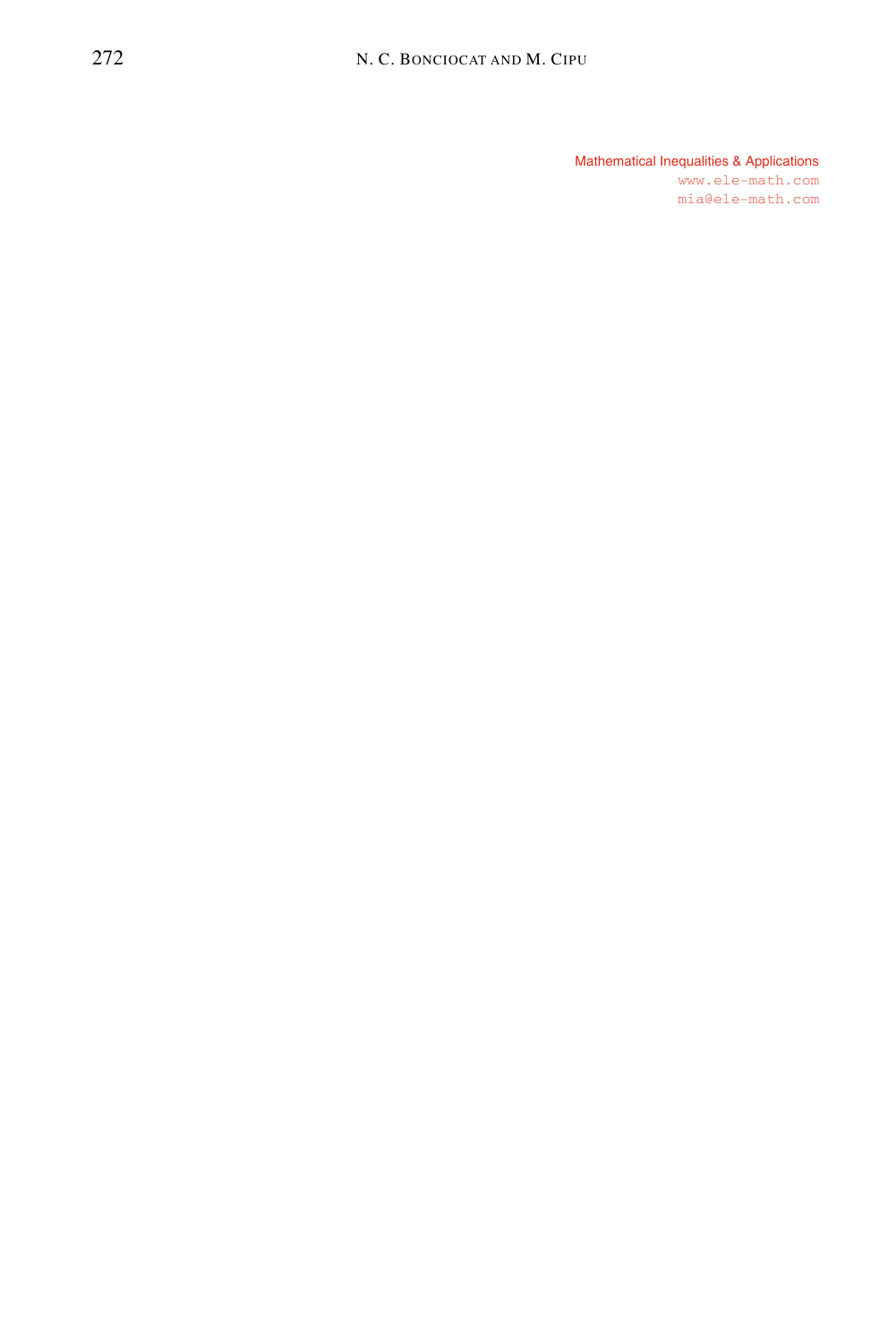Mathematical Inequalities & Applications
www.ele-math.com
mia@ele-math.com